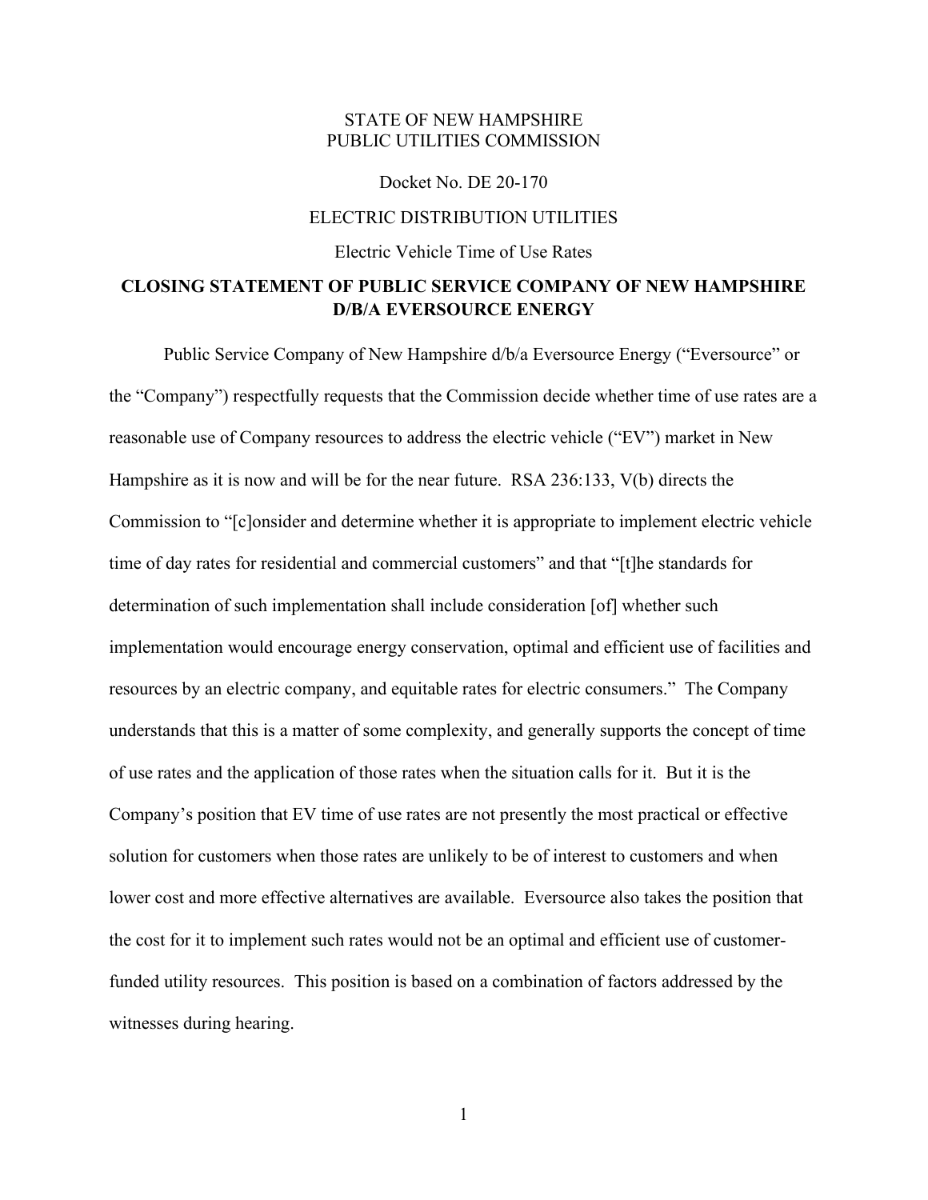STATE OF NEW HAMPSHIRE
PUBLIC UTILITIES COMMISSION

Docket No. DE 20-170

ELECTRIC DISTRIBUTION UTILITIES

Electric Vehicle Time of Use Rates

**CLOSING STATEMENT OF PUBLIC SERVICE COMPANY OF NEW HAMPSHIRE D/B/A EVERSOURCE ENERGY**

Public Service Company of New Hampshire d/b/a Eversource Energy ("Eversource" or the "Company") respectfully requests that the Commission decide whether time of use rates are a reasonable use of Company resources to address the electric vehicle ("EV") market in New Hampshire as it is now and will be for the near future. RSA 236:133, V(b) directs the Commission to "[c]onsider and determine whether it is appropriate to implement electric vehicle time of day rates for residential and commercial customers" and that "[t]he standards for determination of such implementation shall include consideration [of] whether such implementation would encourage energy conservation, optimal and efficient use of facilities and resources by an electric company, and equitable rates for electric consumers." The Company understands that this is a matter of some complexity, and generally supports the concept of time of use rates and the application of those rates when the situation calls for it. But it is the Company's position that EV time of use rates are not presently the most practical or effective solution for customers when those rates are unlikely to be of interest to customers and when lower cost and more effective alternatives are available. Eversource also takes the position that the cost for it to implement such rates would not be an optimal and efficient use of customer-funded utility resources. This position is based on a combination of factors addressed by the witnesses during hearing.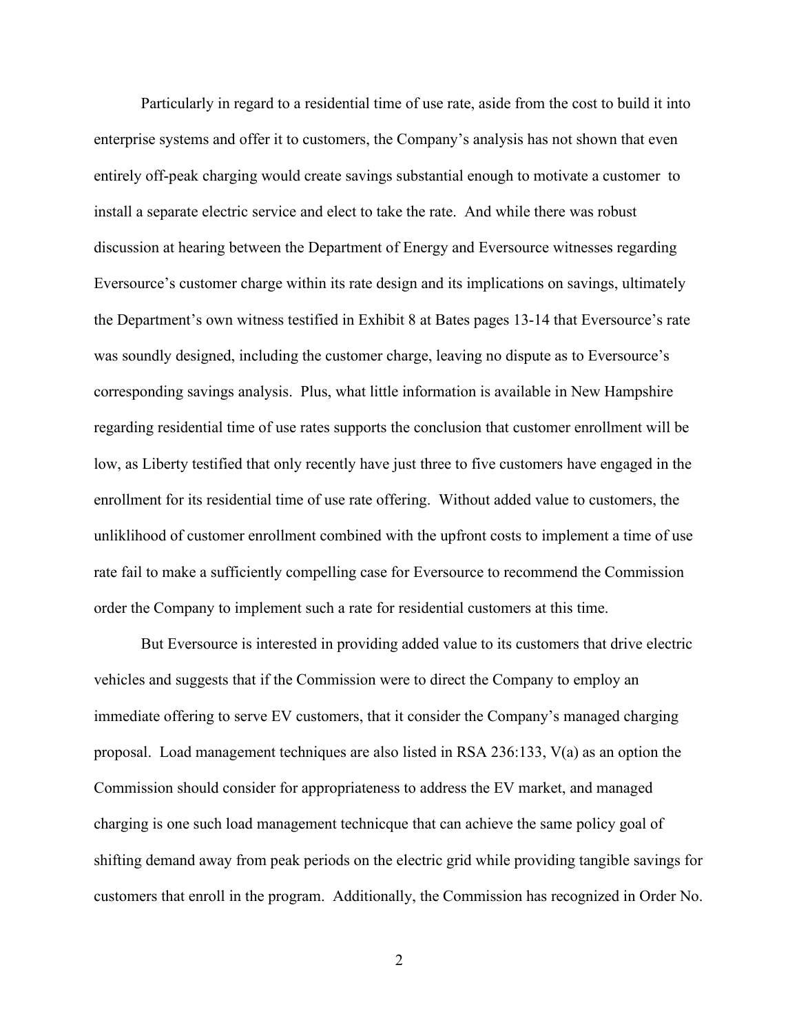Particularly in regard to a residential time of use rate, aside from the cost to build it into enterprise systems and offer it to customers, the Company's analysis has not shown that even entirely off-peak charging would create savings substantial enough to motivate a customer to install a separate electric service and elect to take the rate. And while there was robust discussion at hearing between the Department of Energy and Eversource witnesses regarding Eversource's customer charge within its rate design and its implications on savings, ultimately the Department's own witness testified in Exhibit 8 at Bates pages 13-14 that Eversource's rate was soundly designed, including the customer charge, leaving no dispute as to Eversource's corresponding savings analysis. Plus, what little information is available in New Hampshire regarding residential time of use rates supports the conclusion that customer enrollment will be low, as Liberty testified that only recently have just three to five customers have engaged in the enrollment for its residential time of use rate offering. Without added value to customers, the unliklihood of customer enrollment combined with the upfront costs to implement a time of use rate fail to make a sufficiently compelling case for Eversource to recommend the Commission order the Company to implement such a rate for residential customers at this time.

But Eversource is interested in providing added value to its customers that drive electric vehicles and suggests that if the Commission were to direct the Company to employ an immediate offering to serve EV customers, that it consider the Company's managed charging proposal. Load management techniques are also listed in RSA 236:133, V(a) as an option the Commission should consider for appropriateness to address the EV market, and managed charging is one such load management technicque that can achieve the same policy goal of shifting demand away from peak periods on the electric grid while providing tangible savings for customers that enroll in the program. Additionally, the Commission has recognized in Order No.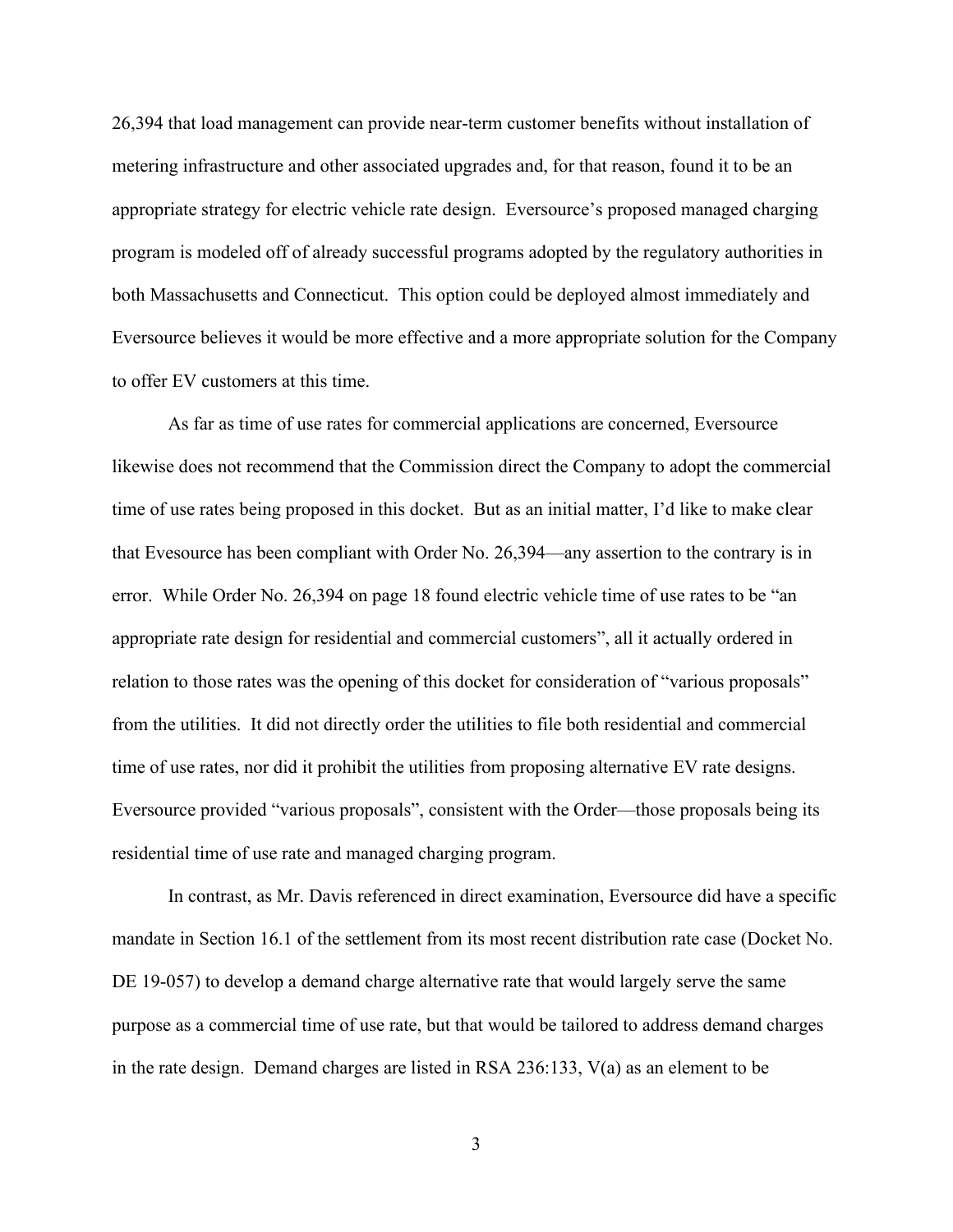26,394 that load management can provide near-term customer benefits without installation of metering infrastructure and other associated upgrades and, for that reason, found it to be an appropriate strategy for electric vehicle rate design. Eversource's proposed managed charging program is modeled off of already successful programs adopted by the regulatory authorities in both Massachusetts and Connecticut. This option could be deployed almost immediately and Eversource believes it would be more effective and a more appropriate solution for the Company to offer EV customers at this time.

As far as time of use rates for commercial applications are concerned, Eversource likewise does not recommend that the Commission direct the Company to adopt the commercial time of use rates being proposed in this docket. But as an initial matter, I'd like to make clear that Evesource has been compliant with Order No. 26,394—any assertion to the contrary is in error. While Order No. 26,394 on page 18 found electric vehicle time of use rates to be "an appropriate rate design for residential and commercial customers", all it actually ordered in relation to those rates was the opening of this docket for consideration of "various proposals" from the utilities. It did not directly order the utilities to file both residential and commercial time of use rates, nor did it prohibit the utilities from proposing alternative EV rate designs. Eversource provided "various proposals", consistent with the Order—those proposals being its residential time of use rate and managed charging program.

In contrast, as Mr. Davis referenced in direct examination, Eversource did have a specific mandate in Section 16.1 of the settlement from its most recent distribution rate case (Docket No. DE 19-057) to develop a demand charge alternative rate that would largely serve the same purpose as a commercial time of use rate, but that would be tailored to address demand charges in the rate design. Demand charges are listed in RSA 236:133, V(a) as an element to be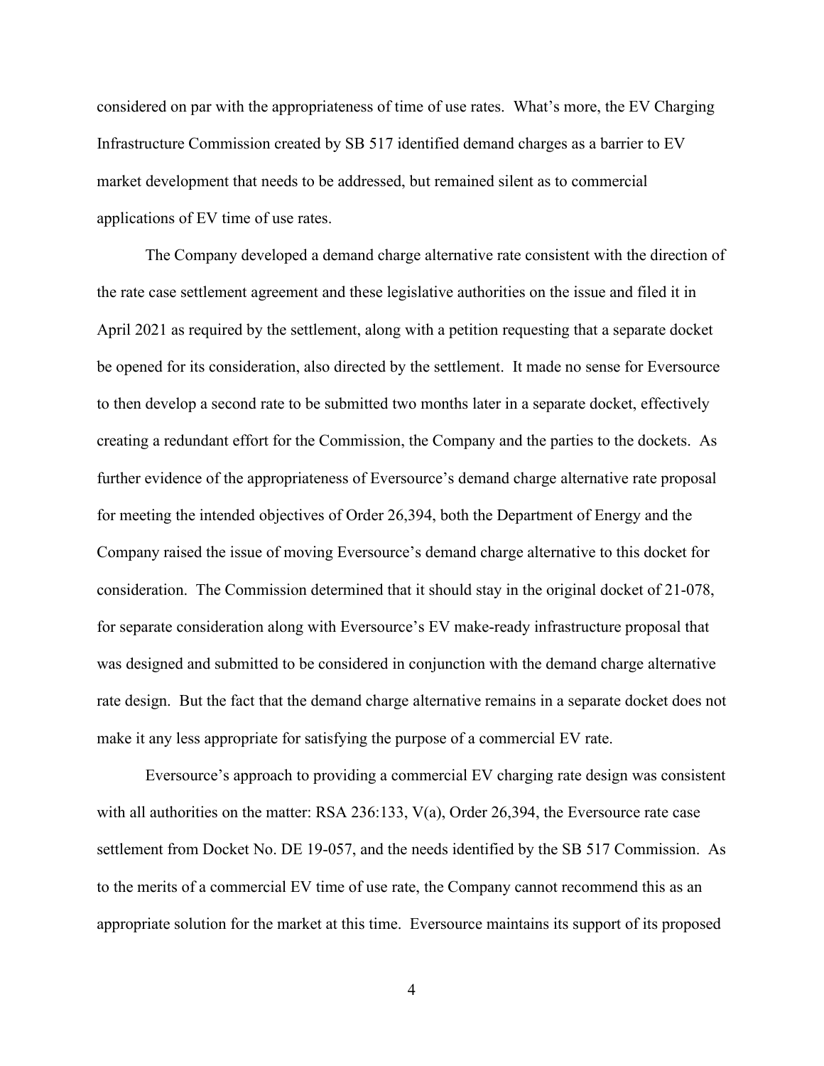considered on par with the appropriateness of time of use rates. What's more, the EV Charging Infrastructure Commission created by SB 517 identified demand charges as a barrier to EV market development that needs to be addressed, but remained silent as to commercial applications of EV time of use rates.

The Company developed a demand charge alternative rate consistent with the direction of the rate case settlement agreement and these legislative authorities on the issue and filed it in April 2021 as required by the settlement, along with a petition requesting that a separate docket be opened for its consideration, also directed by the settlement. It made no sense for Eversource to then develop a second rate to be submitted two months later in a separate docket, effectively creating a redundant effort for the Commission, the Company and the parties to the dockets. As further evidence of the appropriateness of Eversource's demand charge alternative rate proposal for meeting the intended objectives of Order 26,394, both the Department of Energy and the Company raised the issue of moving Eversource's demand charge alternative to this docket for consideration. The Commission determined that it should stay in the original docket of 21-078, for separate consideration along with Eversource's EV make-ready infrastructure proposal that was designed and submitted to be considered in conjunction with the demand charge alternative rate design. But the fact that the demand charge alternative remains in a separate docket does not make it any less appropriate for satisfying the purpose of a commercial EV rate.

Eversource's approach to providing a commercial EV charging rate design was consistent with all authorities on the matter: RSA 236:133, V(a), Order 26,394, the Eversource rate case settlement from Docket No. DE 19-057, and the needs identified by the SB 517 Commission. As to the merits of a commercial EV time of use rate, the Company cannot recommend this as an appropriate solution for the market at this time. Eversource maintains its support of its proposed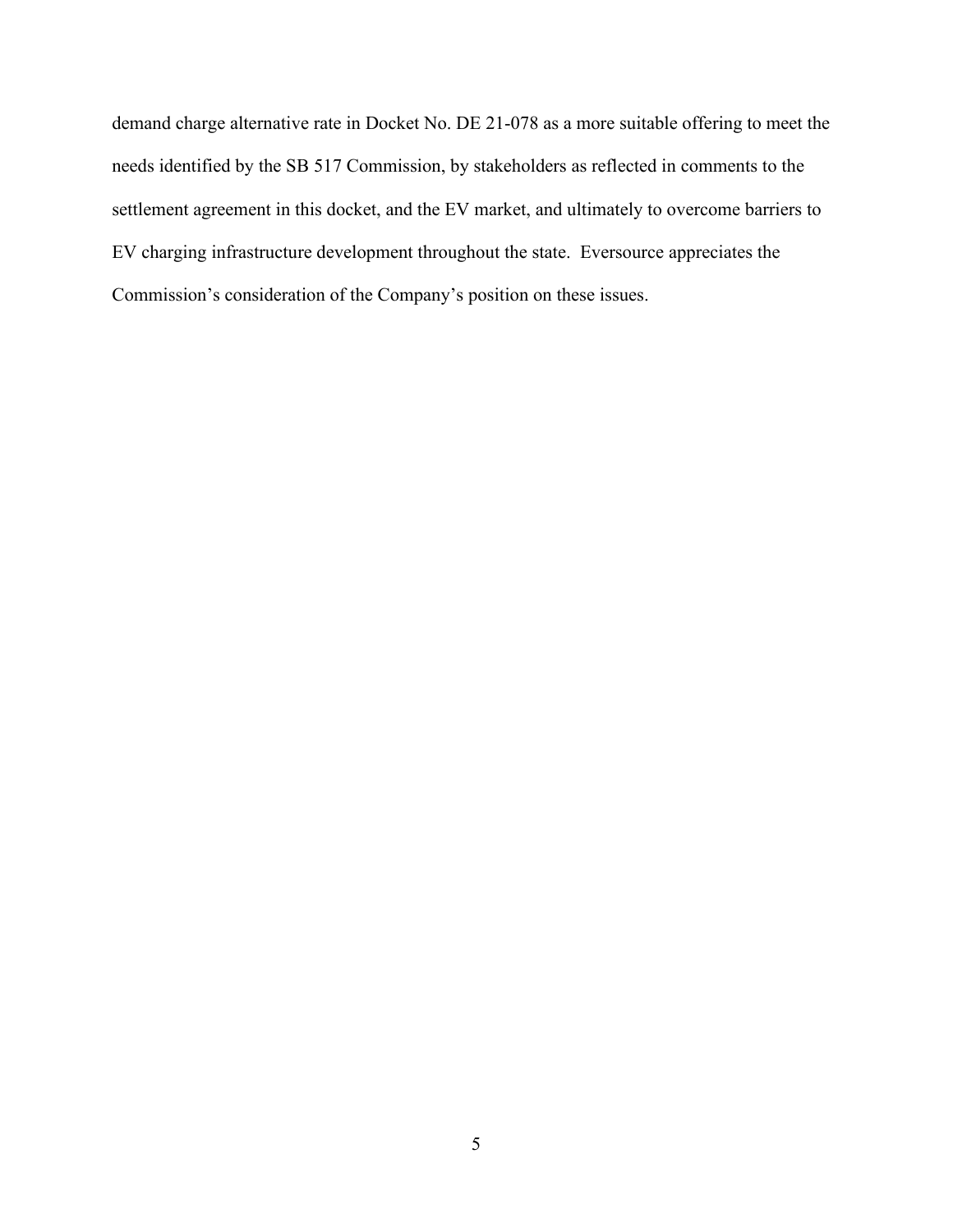demand charge alternative rate in Docket No. DE 21-078 as a more suitable offering to meet the needs identified by the SB 517 Commission, by stakeholders as reflected in comments to the settlement agreement in this docket, and the EV market, and ultimately to overcome barriers to EV charging infrastructure development throughout the state. Eversource appreciates the Commission's consideration of the Company's position on these issues.